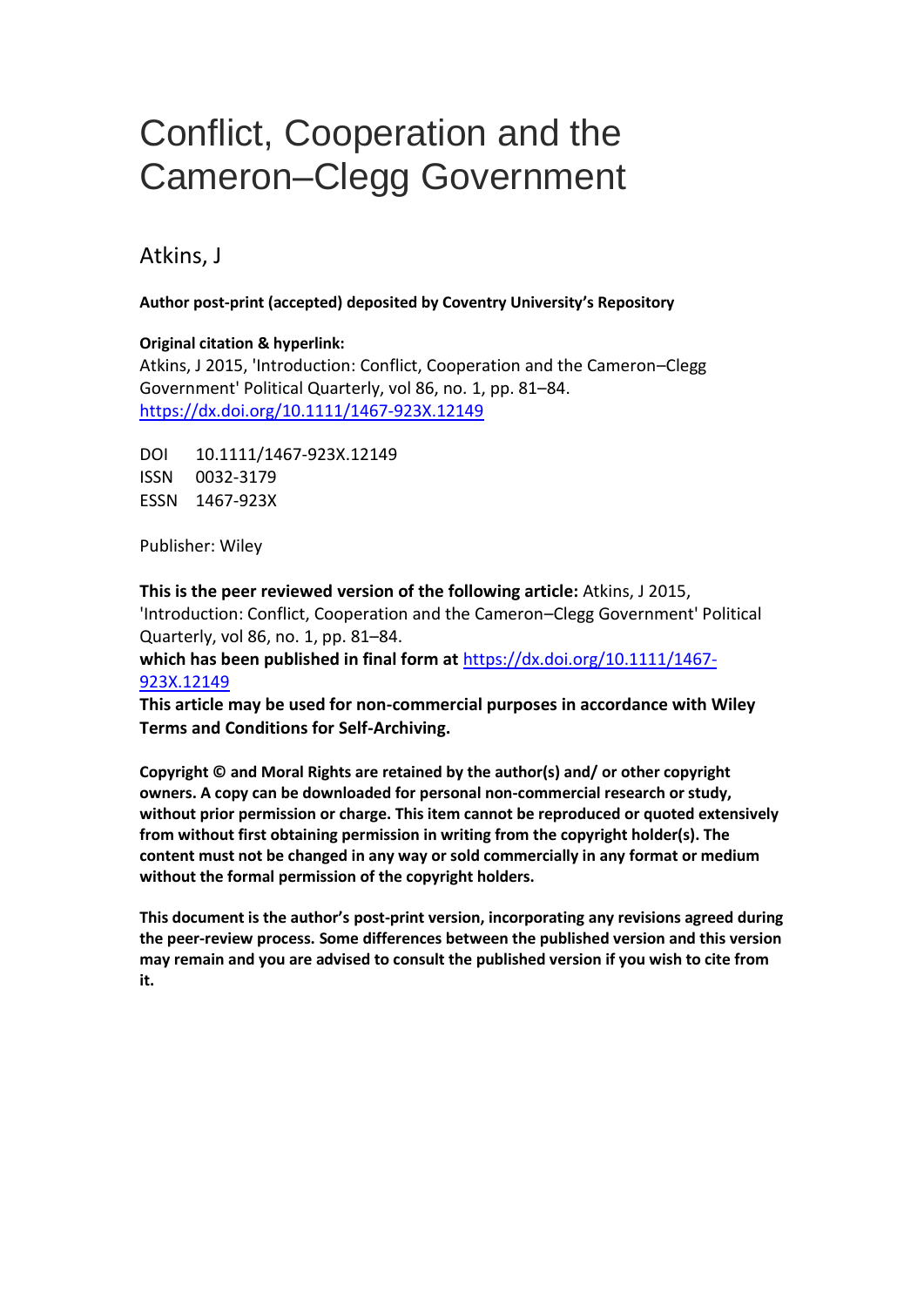# Conflict, Cooperation and the Cameron–Clegg Government

Atkins, J

**Author post-print (accepted) deposited by Coventry University's Repository**

**Original citation & hyperlink:**
Atkins, J 2015, 'Introduction: Conflict, Cooperation and the Cameron–Clegg Government' Political Quarterly, vol 86, no. 1, pp. 81–84.
https://dx.doi.org/10.1111/1467-923X.12149

DOI 10.1111/1467-923X.12149
ISSN 0032-3179
ESSN 1467-923X

Publisher: Wiley

**This is the peer reviewed version of the following article:** Atkins, J 2015, 'Introduction: Conflict, Cooperation and the Cameron–Clegg Government' Political Quarterly, vol 86, no. 1, pp. 81–84.
**which has been published in final form at** https://dx.doi.org/10.1111/1467-923X.12149
**This article may be used for non-commercial purposes in accordance with Wiley Terms and Conditions for Self-Archiving.**

**Copyright © and Moral Rights are retained by the author(s) and/ or other copyright owners. A copy can be downloaded for personal non-commercial research or study, without prior permission or charge. This item cannot be reproduced or quoted extensively from without first obtaining permission in writing from the copyright holder(s). The content must not be changed in any way or sold commercially in any format or medium without the formal permission of the copyright holders.**

**This document is the author's post-print version, incorporating any revisions agreed during the peer-review process. Some differences between the published version and this version may remain and you are advised to consult the published version if you wish to cite from it.**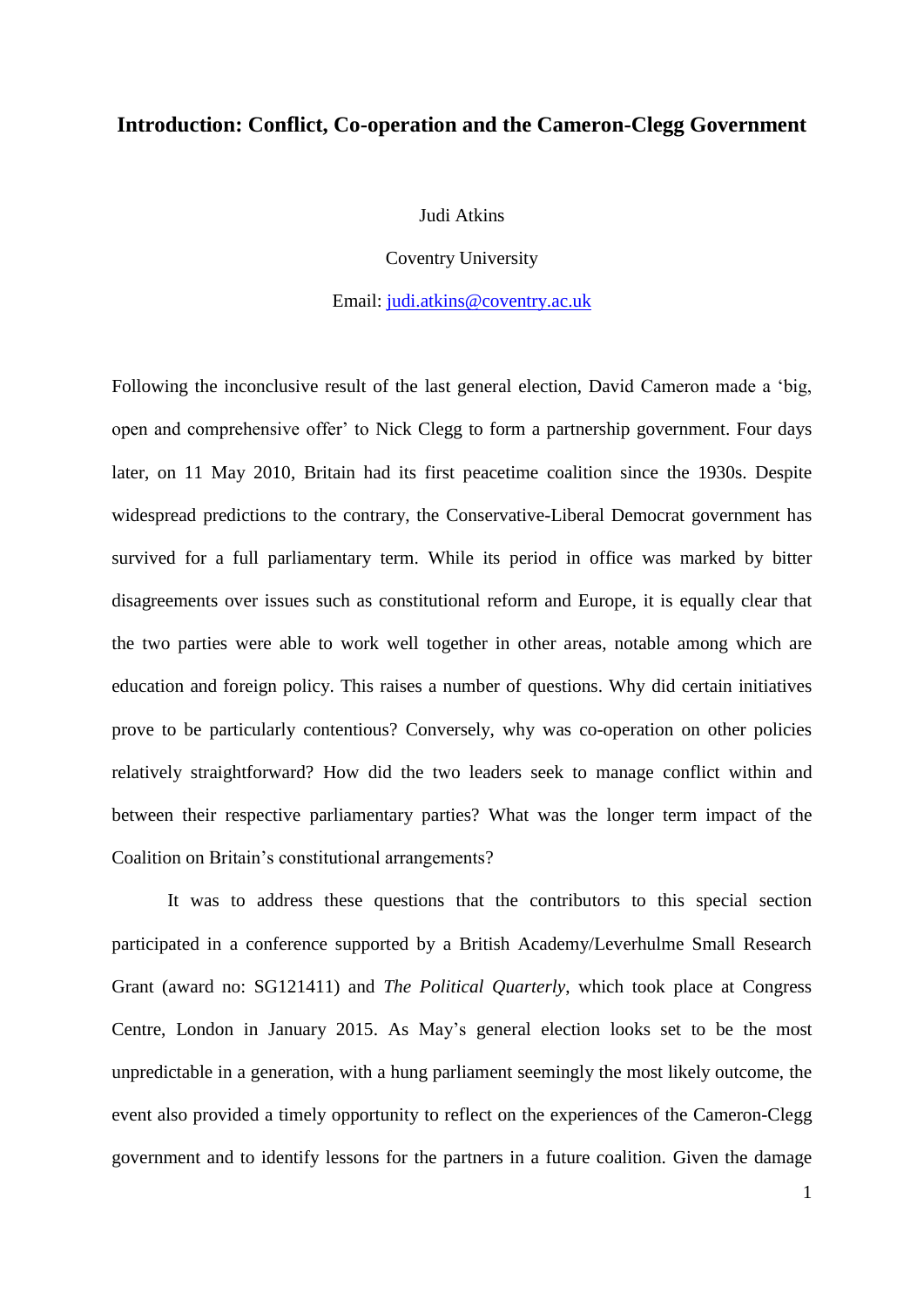# Introduction: Conflict, Co-operation and the Cameron-Clegg Government

Judi Atkins

Coventry University

Email: judi.atkins@coventry.ac.uk

Following the inconclusive result of the last general election, David Cameron made a 'big, open and comprehensive offer' to Nick Clegg to form a partnership government. Four days later, on 11 May 2010, Britain had its first peacetime coalition since the 1930s. Despite widespread predictions to the contrary, the Conservative-Liberal Democrat government has survived for a full parliamentary term. While its period in office was marked by bitter disagreements over issues such as constitutional reform and Europe, it is equally clear that the two parties were able to work well together in other areas, notable among which are education and foreign policy. This raises a number of questions. Why did certain initiatives prove to be particularly contentious? Conversely, why was co-operation on other policies relatively straightforward? How did the two leaders seek to manage conflict within and between their respective parliamentary parties? What was the longer term impact of the Coalition on Britain's constitutional arrangements?

It was to address these questions that the contributors to this special section participated in a conference supported by a British Academy/Leverhulme Small Research Grant (award no: SG121411) and *The Political Quarterly*, which took place at Congress Centre, London in January 2015. As May's general election looks set to be the most unpredictable in a generation, with a hung parliament seemingly the most likely outcome, the event also provided a timely opportunity to reflect on the experiences of the Cameron-Clegg government and to identify lessons for the partners in a future coalition. Given the damage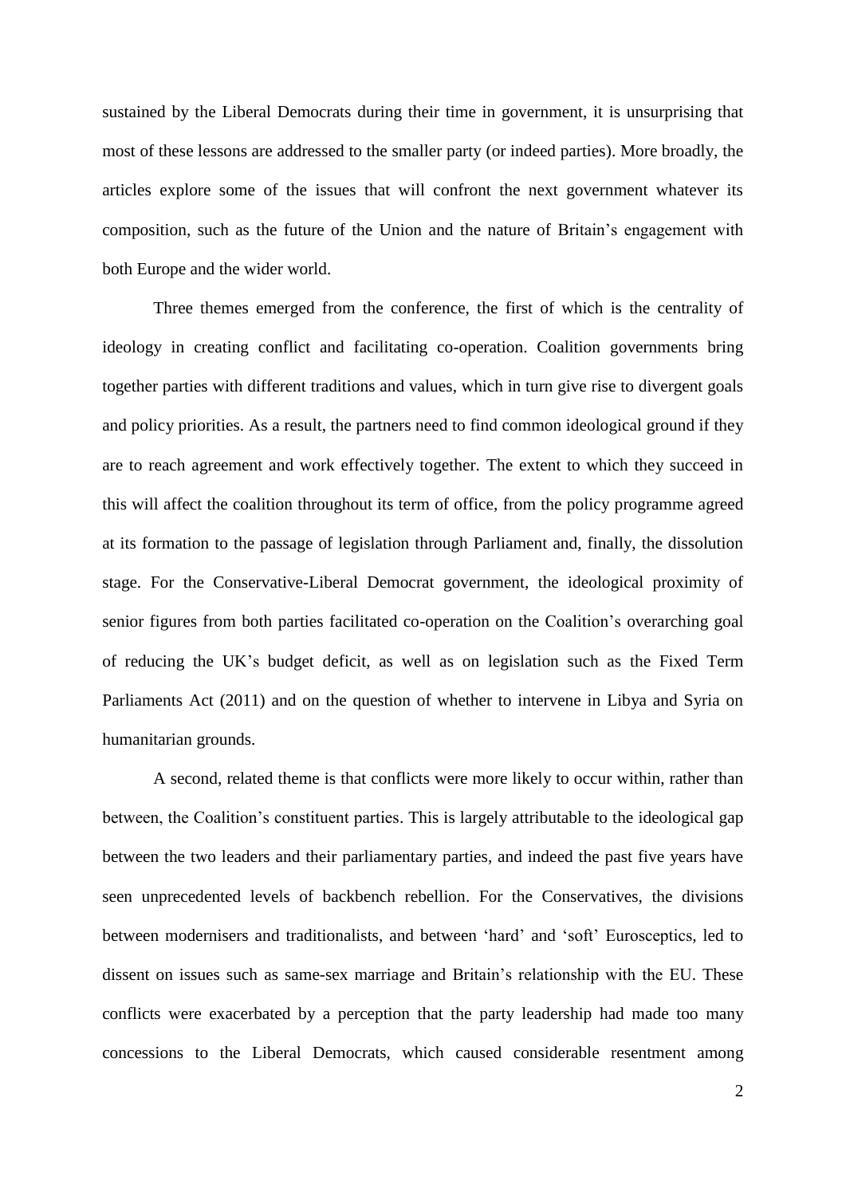sustained by the Liberal Democrats during their time in government, it is unsurprising that most of these lessons are addressed to the smaller party (or indeed parties). More broadly, the articles explore some of the issues that will confront the next government whatever its composition, such as the future of the Union and the nature of Britain's engagement with both Europe and the wider world.

Three themes emerged from the conference, the first of which is the centrality of ideology in creating conflict and facilitating co-operation. Coalition governments bring together parties with different traditions and values, which in turn give rise to divergent goals and policy priorities. As a result, the partners need to find common ideological ground if they are to reach agreement and work effectively together. The extent to which they succeed in this will affect the coalition throughout its term of office, from the policy programme agreed at its formation to the passage of legislation through Parliament and, finally, the dissolution stage. For the Conservative-Liberal Democrat government, the ideological proximity of senior figures from both parties facilitated co-operation on the Coalition's overarching goal of reducing the UK's budget deficit, as well as on legislation such as the Fixed Term Parliaments Act (2011) and on the question of whether to intervene in Libya and Syria on humanitarian grounds.

A second, related theme is that conflicts were more likely to occur within, rather than between, the Coalition's constituent parties. This is largely attributable to the ideological gap between the two leaders and their parliamentary parties, and indeed the past five years have seen unprecedented levels of backbench rebellion. For the Conservatives, the divisions between modernisers and traditionalists, and between 'hard' and 'soft' Eurosceptics, led to dissent on issues such as same-sex marriage and Britain's relationship with the EU. These conflicts were exacerbated by a perception that the party leadership had made too many concessions to the Liberal Democrats, which caused considerable resentment among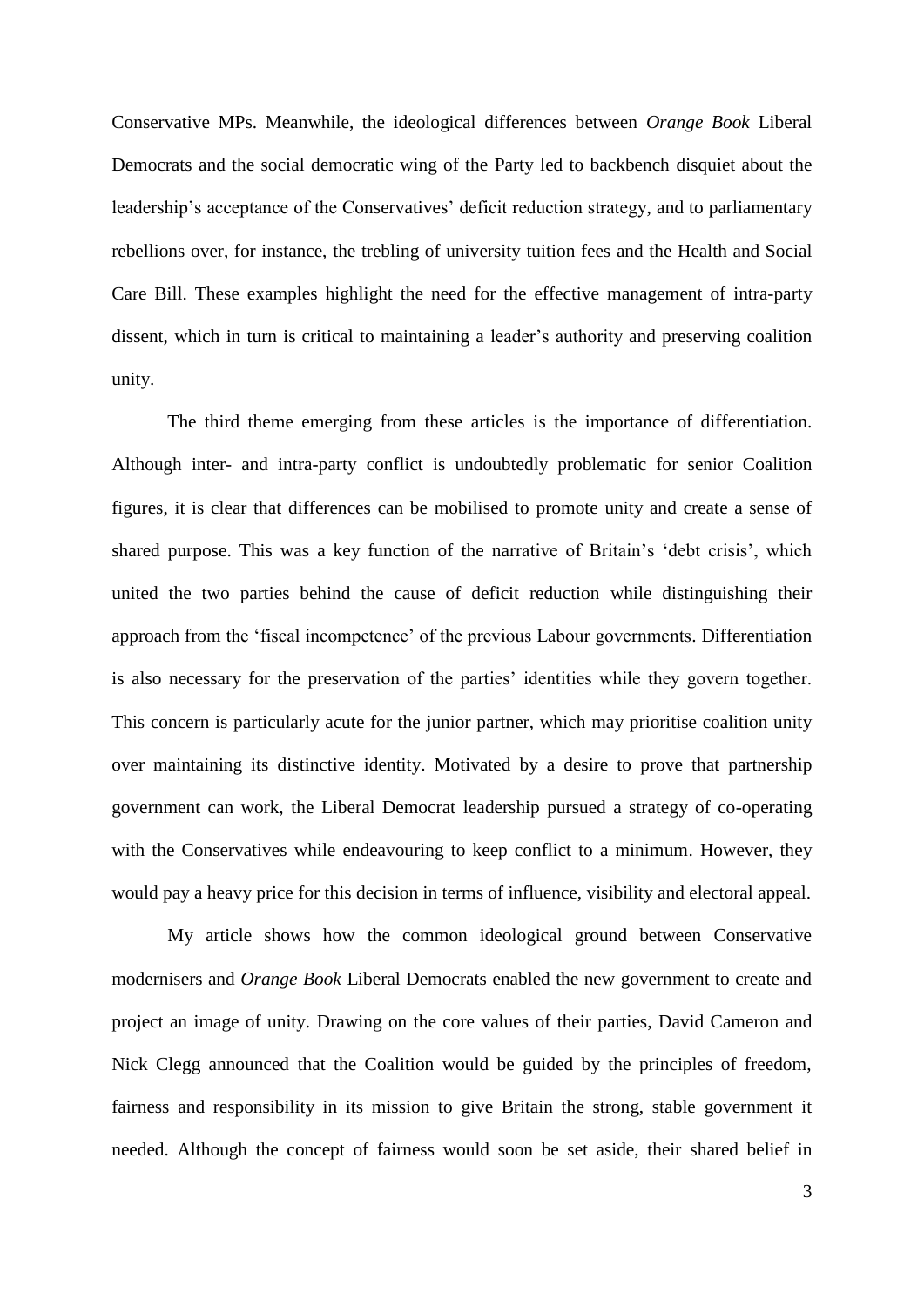Conservative MPs. Meanwhile, the ideological differences between *Orange Book* Liberal Democrats and the social democratic wing of the Party led to backbench disquiet about the leadership's acceptance of the Conservatives' deficit reduction strategy, and to parliamentary rebellions over, for instance, the trebling of university tuition fees and the Health and Social Care Bill. These examples highlight the need for the effective management of intra-party dissent, which in turn is critical to maintaining a leader's authority and preserving coalition unity.

The third theme emerging from these articles is the importance of differentiation. Although inter- and intra-party conflict is undoubtedly problematic for senior Coalition figures, it is clear that differences can be mobilised to promote unity and create a sense of shared purpose. This was a key function of the narrative of Britain's 'debt crisis', which united the two parties behind the cause of deficit reduction while distinguishing their approach from the 'fiscal incompetence' of the previous Labour governments. Differentiation is also necessary for the preservation of the parties' identities while they govern together. This concern is particularly acute for the junior partner, which may prioritise coalition unity over maintaining its distinctive identity. Motivated by a desire to prove that partnership government can work, the Liberal Democrat leadership pursued a strategy of co-operating with the Conservatives while endeavouring to keep conflict to a minimum. However, they would pay a heavy price for this decision in terms of influence, visibility and electoral appeal.

My article shows how the common ideological ground between Conservative modernisers and *Orange Book* Liberal Democrats enabled the new government to create and project an image of unity. Drawing on the core values of their parties, David Cameron and Nick Clegg announced that the Coalition would be guided by the principles of freedom, fairness and responsibility in its mission to give Britain the strong, stable government it needed. Although the concept of fairness would soon be set aside, their shared belief in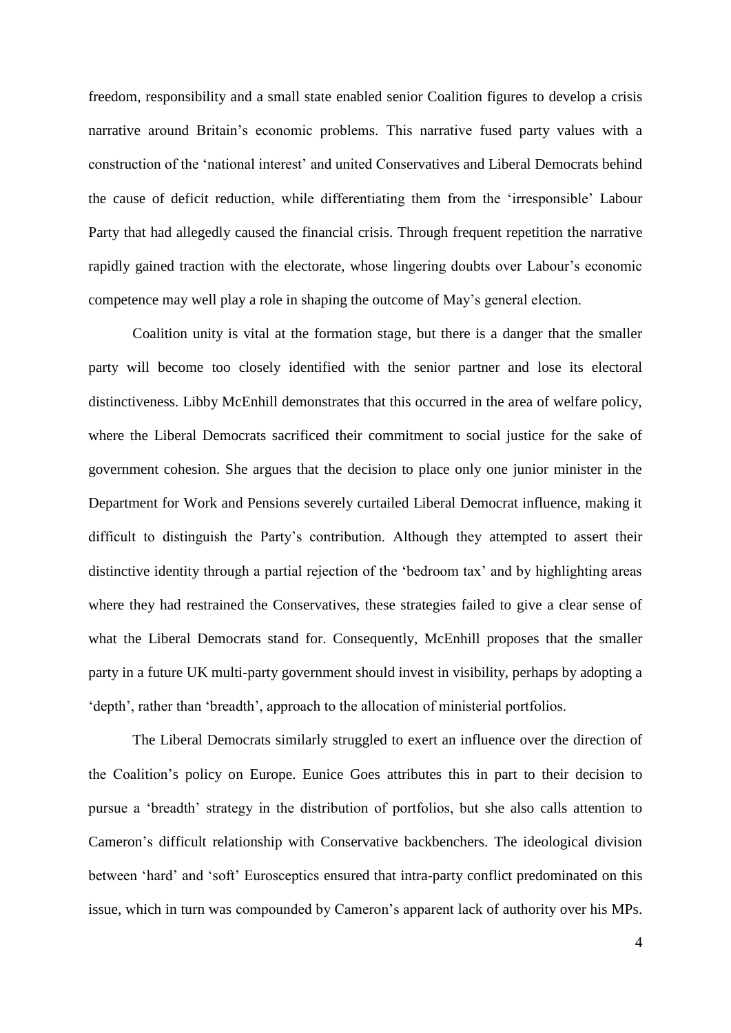freedom, responsibility and a small state enabled senior Coalition figures to develop a crisis narrative around Britain's economic problems. This narrative fused party values with a construction of the 'national interest' and united Conservatives and Liberal Democrats behind the cause of deficit reduction, while differentiating them from the 'irresponsible' Labour Party that had allegedly caused the financial crisis. Through frequent repetition the narrative rapidly gained traction with the electorate, whose lingering doubts over Labour's economic competence may well play a role in shaping the outcome of May's general election.

Coalition unity is vital at the formation stage, but there is a danger that the smaller party will become too closely identified with the senior partner and lose its electoral distinctiveness. Libby McEnhill demonstrates that this occurred in the area of welfare policy, where the Liberal Democrats sacrificed their commitment to social justice for the sake of government cohesion. She argues that the decision to place only one junior minister in the Department for Work and Pensions severely curtailed Liberal Democrat influence, making it difficult to distinguish the Party's contribution. Although they attempted to assert their distinctive identity through a partial rejection of the 'bedroom tax' and by highlighting areas where they had restrained the Conservatives, these strategies failed to give a clear sense of what the Liberal Democrats stand for. Consequently, McEnhill proposes that the smaller party in a future UK multi-party government should invest in visibility, perhaps by adopting a 'depth', rather than 'breadth', approach to the allocation of ministerial portfolios.

The Liberal Democrats similarly struggled to exert an influence over the direction of the Coalition's policy on Europe. Eunice Goes attributes this in part to their decision to pursue a 'breadth' strategy in the distribution of portfolios, but she also calls attention to Cameron's difficult relationship with Conservative backbenchers. The ideological division between 'hard' and 'soft' Eurosceptics ensured that intra-party conflict predominated on this issue, which in turn was compounded by Cameron's apparent lack of authority over his MPs.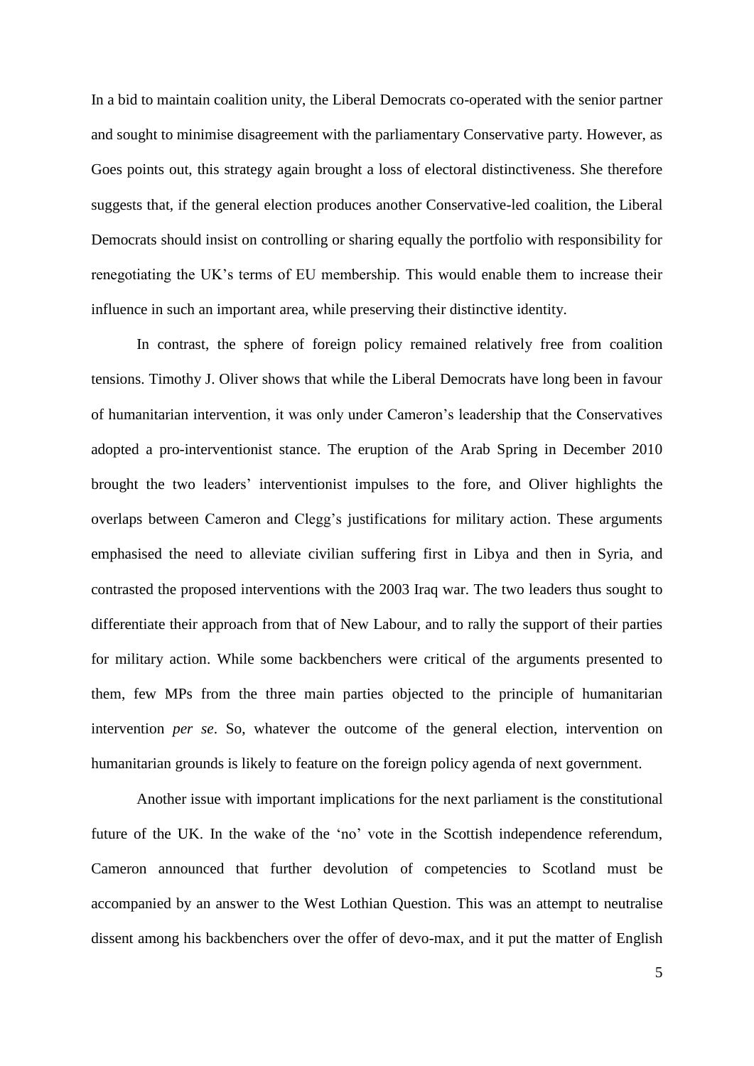In a bid to maintain coalition unity, the Liberal Democrats co-operated with the senior partner and sought to minimise disagreement with the parliamentary Conservative party. However, as Goes points out, this strategy again brought a loss of electoral distinctiveness. She therefore suggests that, if the general election produces another Conservative-led coalition, the Liberal Democrats should insist on controlling or sharing equally the portfolio with responsibility for renegotiating the UK's terms of EU membership. This would enable them to increase their influence in such an important area, while preserving their distinctive identity.

In contrast, the sphere of foreign policy remained relatively free from coalition tensions. Timothy J. Oliver shows that while the Liberal Democrats have long been in favour of humanitarian intervention, it was only under Cameron's leadership that the Conservatives adopted a pro-interventionist stance. The eruption of the Arab Spring in December 2010 brought the two leaders' interventionist impulses to the fore, and Oliver highlights the overlaps between Cameron and Clegg's justifications for military action. These arguments emphasised the need to alleviate civilian suffering first in Libya and then in Syria, and contrasted the proposed interventions with the 2003 Iraq war. The two leaders thus sought to differentiate their approach from that of New Labour, and to rally the support of their parties for military action. While some backbenchers were critical of the arguments presented to them, few MPs from the three main parties objected to the principle of humanitarian intervention *per se*. So, whatever the outcome of the general election, intervention on humanitarian grounds is likely to feature on the foreign policy agenda of next government.

Another issue with important implications for the next parliament is the constitutional future of the UK. In the wake of the 'no' vote in the Scottish independence referendum, Cameron announced that further devolution of competencies to Scotland must be accompanied by an answer to the West Lothian Question. This was an attempt to neutralise dissent among his backbenchers over the offer of devo-max, and it put the matter of English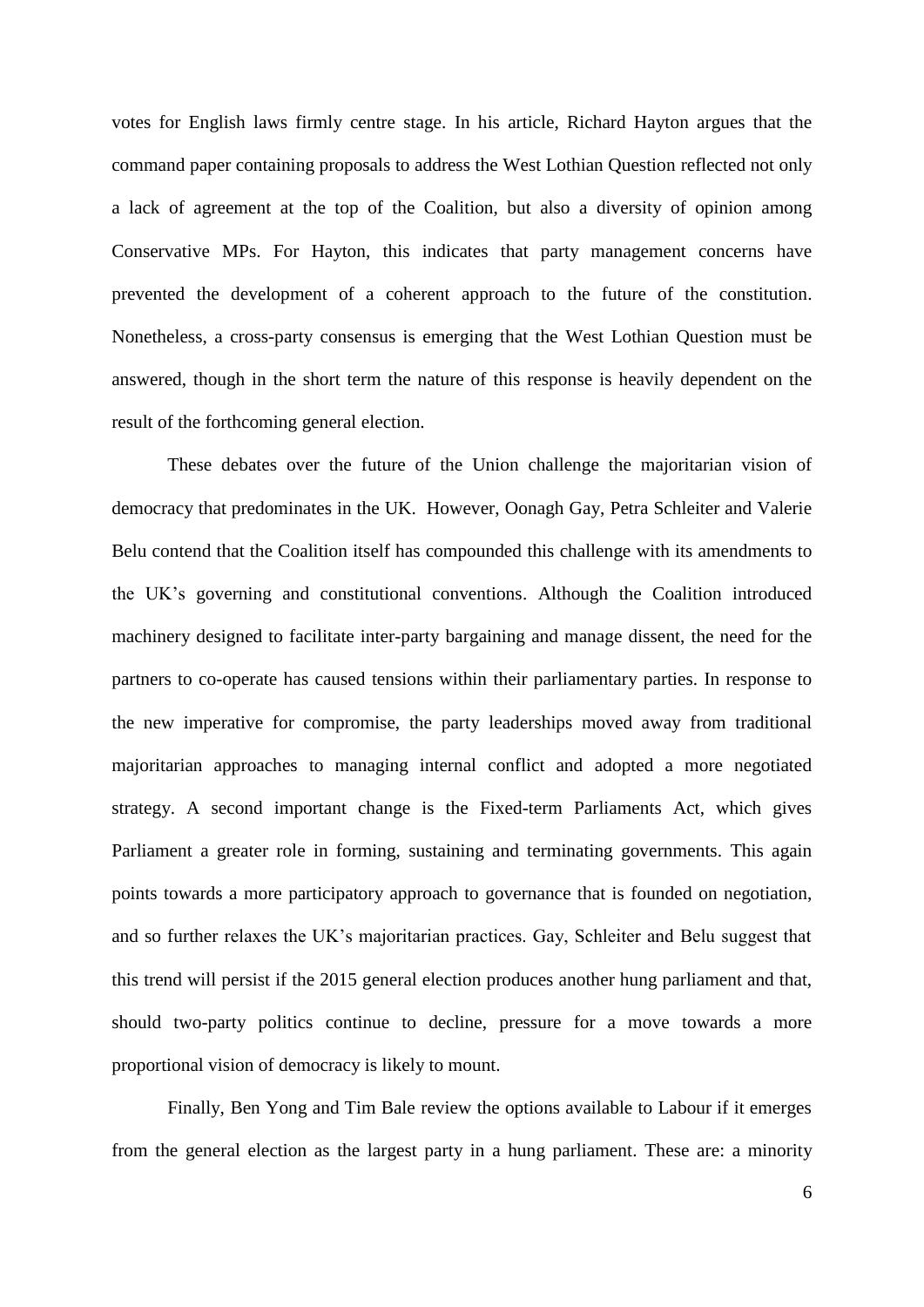votes for English laws firmly centre stage. In his article, Richard Hayton argues that the command paper containing proposals to address the West Lothian Question reflected not only a lack of agreement at the top of the Coalition, but also a diversity of opinion among Conservative MPs. For Hayton, this indicates that party management concerns have prevented the development of a coherent approach to the future of the constitution. Nonetheless, a cross-party consensus is emerging that the West Lothian Question must be answered, though in the short term the nature of this response is heavily dependent on the result of the forthcoming general election.

These debates over the future of the Union challenge the majoritarian vision of democracy that predominates in the UK. However, Oonagh Gay, Petra Schleiter and Valerie Belu contend that the Coalition itself has compounded this challenge with its amendments to the UK's governing and constitutional conventions. Although the Coalition introduced machinery designed to facilitate inter-party bargaining and manage dissent, the need for the partners to co-operate has caused tensions within their parliamentary parties. In response to the new imperative for compromise, the party leaderships moved away from traditional majoritarian approaches to managing internal conflict and adopted a more negotiated strategy. A second important change is the Fixed-term Parliaments Act, which gives Parliament a greater role in forming, sustaining and terminating governments. This again points towards a more participatory approach to governance that is founded on negotiation, and so further relaxes the UK's majoritarian practices. Gay, Schleiter and Belu suggest that this trend will persist if the 2015 general election produces another hung parliament and that, should two-party politics continue to decline, pressure for a move towards a more proportional vision of democracy is likely to mount.

Finally, Ben Yong and Tim Bale review the options available to Labour if it emerges from the general election as the largest party in a hung parliament. These are: a minority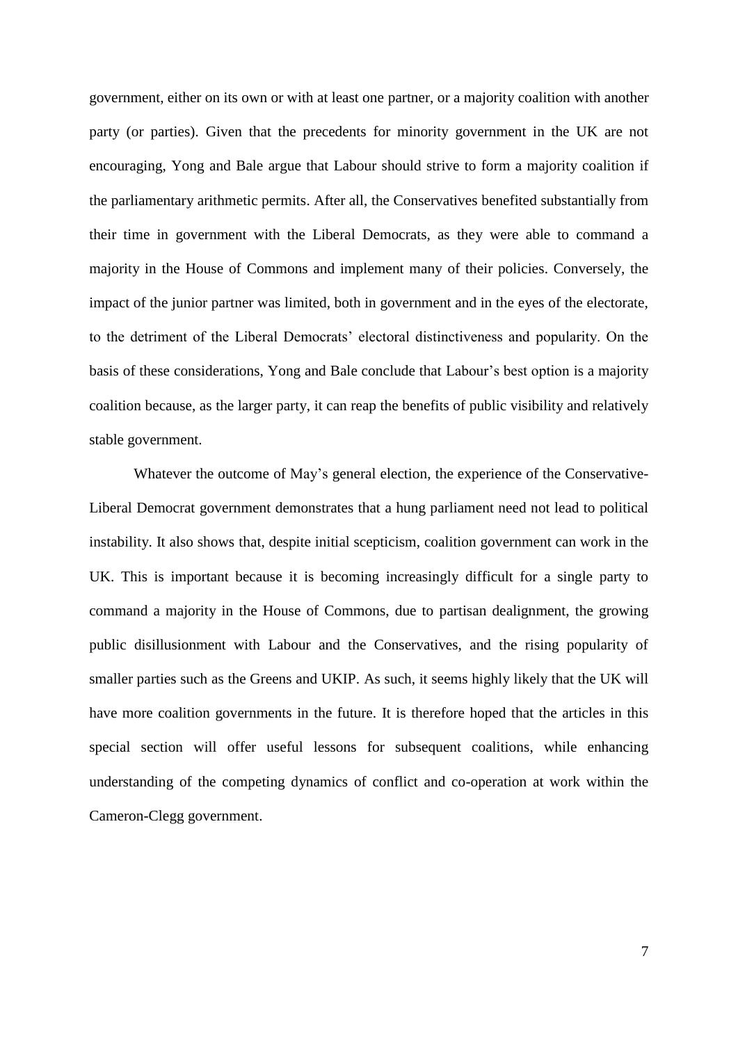government, either on its own or with at least one partner, or a majority coalition with another party (or parties). Given that the precedents for minority government in the UK are not encouraging, Yong and Bale argue that Labour should strive to form a majority coalition if the parliamentary arithmetic permits. After all, the Conservatives benefited substantially from their time in government with the Liberal Democrats, as they were able to command a majority in the House of Commons and implement many of their policies. Conversely, the impact of the junior partner was limited, both in government and in the eyes of the electorate, to the detriment of the Liberal Democrats' electoral distinctiveness and popularity. On the basis of these considerations, Yong and Bale conclude that Labour's best option is a majority coalition because, as the larger party, it can reap the benefits of public visibility and relatively stable government.

Whatever the outcome of May's general election, the experience of the Conservative-Liberal Democrat government demonstrates that a hung parliament need not lead to political instability. It also shows that, despite initial scepticism, coalition government can work in the UK. This is important because it is becoming increasingly difficult for a single party to command a majority in the House of Commons, due to partisan dealignment, the growing public disillusionment with Labour and the Conservatives, and the rising popularity of smaller parties such as the Greens and UKIP. As such, it seems highly likely that the UK will have more coalition governments in the future. It is therefore hoped that the articles in this special section will offer useful lessons for subsequent coalitions, while enhancing understanding of the competing dynamics of conflict and co-operation at work within the Cameron-Clegg government.